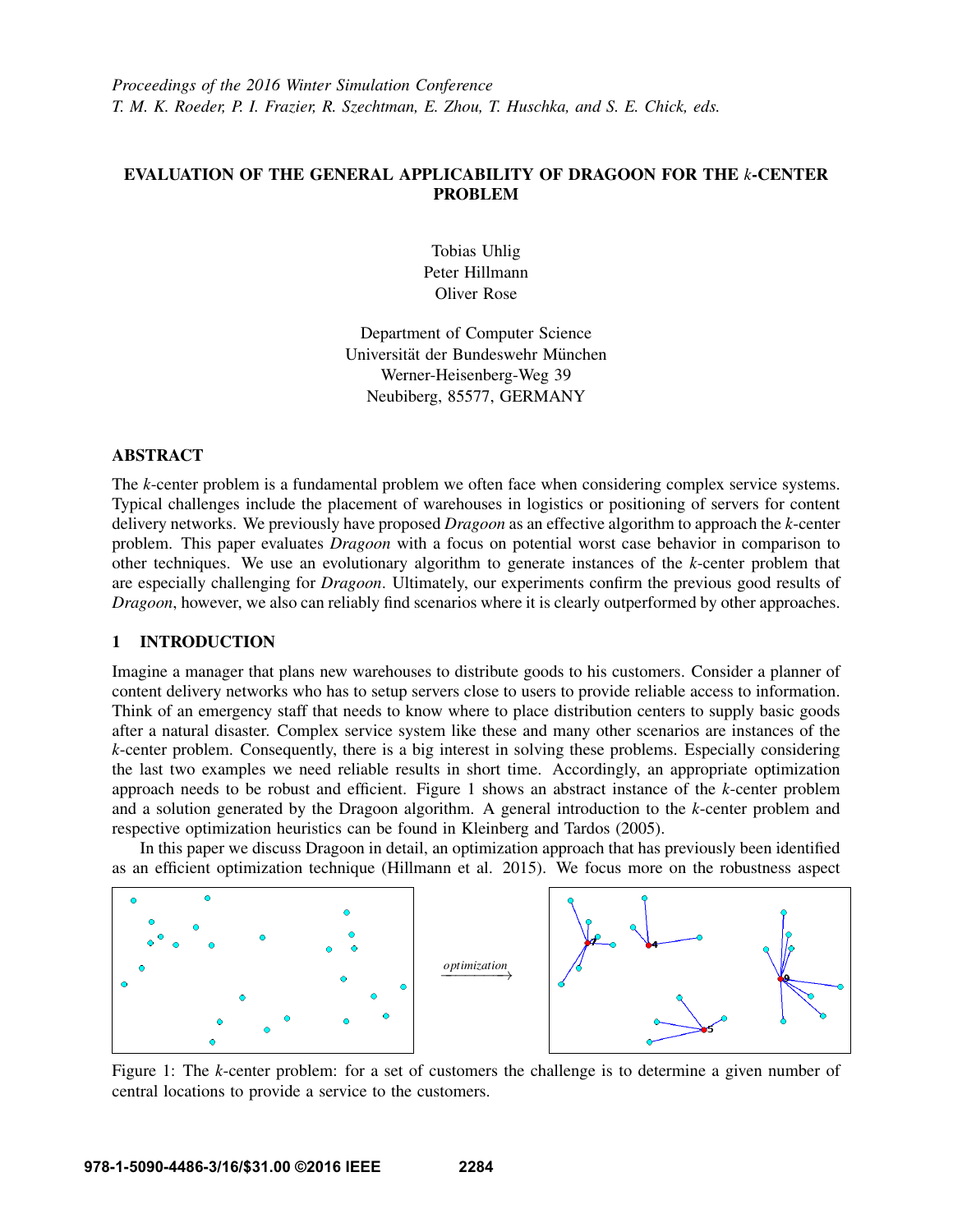*Proceedings of the 2016 Winter Simulation Conference*
*T. M. K. Roeder, P. I. Frazier, R. Szechtman, E. Zhou, T. Huschka, and S. E. Chick, eds.*

# EVALUATION OF THE GENERAL APPLICABILITY OF DRAGOON FOR THE *k*-CENTER PROBLEM

Tobias Uhlig
Peter Hillmann
Oliver Rose

Department of Computer Science
Universität der Bundeswehr München
Werner-Heisenberg-Weg 39
Neubiberg, 85577, GERMANY

## ABSTRACT

The *k*-center problem is a fundamental problem we often face when considering complex service systems. Typical challenges include the placement of warehouses in logistics or positioning of servers for content delivery networks. We previously have proposed *Dragoon* as an effective algorithm to approach the *k*-center problem. This paper evaluates *Dragoon* with a focus on potential worst case behavior in comparison to other techniques. We use an evolutionary algorithm to generate instances of the *k*-center problem that are especially challenging for *Dragoon*. Ultimately, our experiments confirm the previous good results of *Dragoon*, however, we also can reliably find scenarios where it is clearly outperformed by other approaches.

## 1 INTRODUCTION

Imagine a manager that plans new warehouses to distribute goods to his customers. Consider a planner of content delivery networks who has to setup servers close to users to provide reliable access to information. Think of an emergency staff that needs to know where to place distribution centers to supply basic goods after a natural disaster. Complex service system like these and many other scenarios are instances of the *k*-center problem. Consequently, there is a big interest in solving these problems. Especially considering the last two examples we need reliable results in short time. Accordingly, an appropriate optimization approach needs to be robust and efficient. Figure 1 shows an abstract instance of the *k*-center problem and a solution generated by the Dragoon algorithm. A general introduction to the *k*-center problem and respective optimization heuristics can be found in Kleinberg and Tardos (2005).

In this paper we discuss Dragoon in detail, an optimization approach that has previously been identified as an efficient optimization technique (Hillmann et al. 2015). We focus more on the robustness aspect

*optimization*

Figure 1: The *k*-center problem: for a set of customers the challenge is to determine a given number of central locations to provide a service to the customers.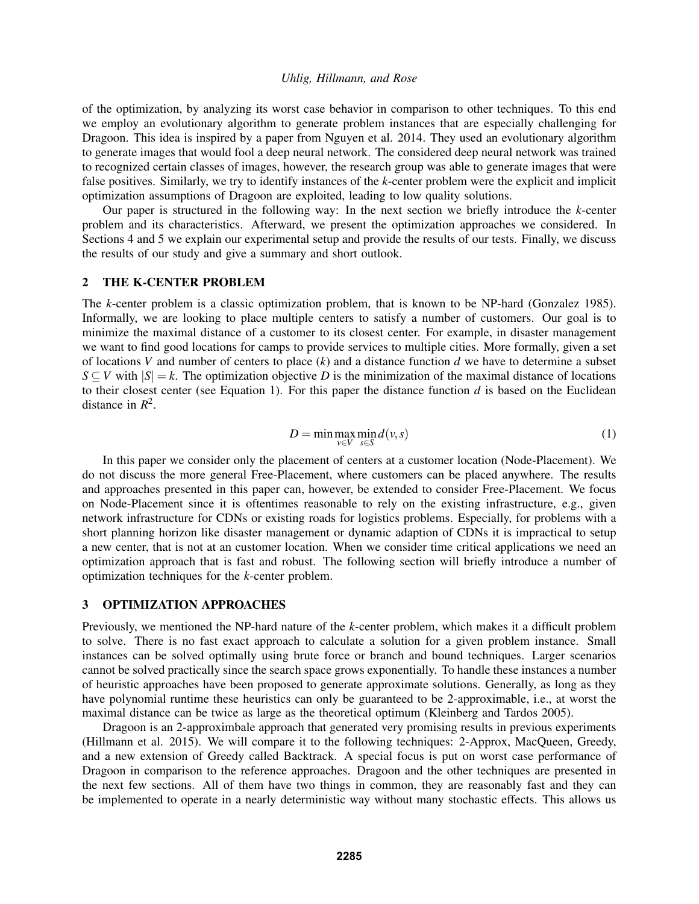of the optimization, by analyzing its worst case behavior in comparison to other techniques. To this end we employ an evolutionary algorithm to generate problem instances that are especially challenging for Dragoon. This idea is inspired by a paper from Nguyen et al. 2014. They used an evolutionary algorithm to generate images that would fool a deep neural network. The considered deep neural network was trained to recognized certain classes of images, however, the research group was able to generate images that were false positives. Similarly, we try to identify instances of the $k$-center problem were the explicit and implicit optimization assumptions of Dragoon are exploited, leading to low quality solutions.

Our paper is structured in the following way: In the next section we briefly introduce the $k$-center problem and its characteristics. Afterward, we present the optimization approaches we considered. In Sections 4 and 5 we explain our experimental setup and provide the results of our tests. Finally, we discuss the results of our study and give a summary and short outlook.

## 2 THE K-CENTER PROBLEM

The $k$-center problem is a classic optimization problem, that is known to be NP-hard (Gonzalez 1985). Informally, we are looking to place multiple centers to satisfy a number of customers. Our goal is to minimize the maximal distance of a customer to its closest center. For example, in disaster management we want to find good locations for camps to provide services to multiple cities. More formally, given a set of locations $V$ and number of centers to place ($k$) and a distance function $d$ we have to determine a subset $S \subseteq V$ with $|S| = k$. The optimization objective $D$ is the minimization of the maximal distance of locations to their closest center (see Equation 1). For this paper the distance function $d$ is based on the Euclidean distance in $R^2$.

$$D = \min \max_{v \in V} \min_{s \in S} d(v,s) \tag{1}$$

In this paper we consider only the placement of centers at a customer location (Node-Placement). We do not discuss the more general Free-Placement, where customers can be placed anywhere. The results and approaches presented in this paper can, however, be extended to consider Free-Placement. We focus on Node-Placement since it is oftentimes reasonable to rely on the existing infrastructure, e.g., given network infrastructure for CDNs or existing roads for logistics problems. Especially, for problems with a short planning horizon like disaster management or dynamic adaption of CDNs it is impractical to setup a new center, that is not at an customer location. When we consider time critical applications we need an optimization approach that is fast and robust. The following section will briefly introduce a number of optimization techniques for the $k$-center problem.

## 3 OPTIMIZATION APPROACHES

Previously, we mentioned the NP-hard nature of the $k$-center problem, which makes it a difficult problem to solve. There is no fast exact approach to calculate a solution for a given problem instance. Small instances can be solved optimally using brute force or branch and bound techniques. Larger scenarios cannot be solved practically since the search space grows exponentially. To handle these instances a number of heuristic approaches have been proposed to generate approximate solutions. Generally, as long as they have polynomial runtime these heuristics can only be guaranteed to be 2-approximable, i.e., at worst the maximal distance can be twice as large as the theoretical optimum (Kleinberg and Tardos 2005).

Dragoon is an 2-approximbale approach that generated very promising results in previous experiments (Hillmann et al. 2015). We will compare it to the following techniques: 2-Approx, MacQueen, Greedy, and a new extension of Greedy called Backtrack. A special focus is put on worst case performance of Dragoon in comparison to the reference approaches. Dragoon and the other techniques are presented in the next few sections. All of them have two things in common, they are reasonably fast and they can be implemented to operate in a nearly deterministic way without many stochastic effects. This allows us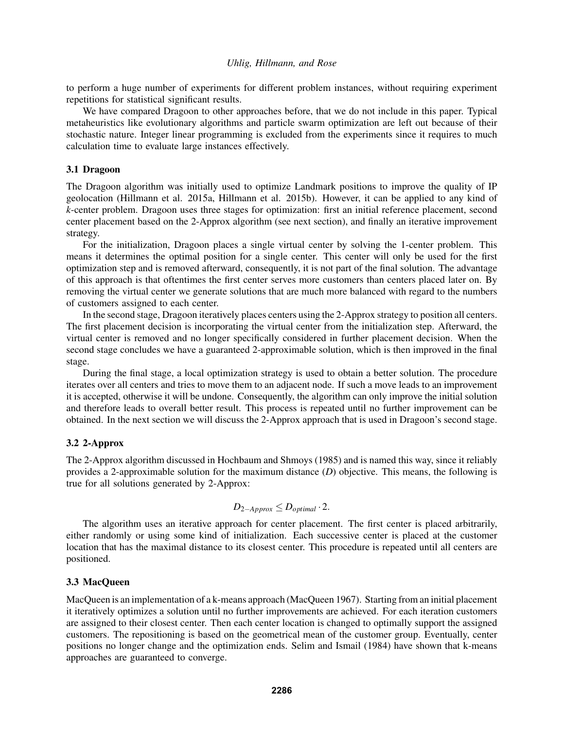to perform a huge number of experiments for different problem instances, without requiring experiment repetitions for statistical significant results.

We have compared Dragoon to other approaches before, that we do not include in this paper. Typical metaheuristics like evolutionary algorithms and particle swarm optimization are left out because of their stochastic nature. Integer linear programming is excluded from the experiments since it requires to much calculation time to evaluate large instances effectively.

### 3.1 Dragoon

The Dragoon algorithm was initially used to optimize Landmark positions to improve the quality of IP geolocation (Hillmann et al. 2015a, Hillmann et al. 2015b). However, it can be applied to any kind of *k*-center problem. Dragoon uses three stages for optimization: first an initial reference placement, second center placement based on the 2-Approx algorithm (see next section), and finally an iterative improvement strategy.

For the initialization, Dragoon places a single virtual center by solving the 1-center problem. This means it determines the optimal position for a single center. This center will only be used for the first optimization step and is removed afterward, consequently, it is not part of the final solution. The advantage of this approach is that oftentimes the first center serves more customers than centers placed later on. By removing the virtual center we generate solutions that are much more balanced with regard to the numbers of customers assigned to each center.

In the second stage, Dragoon iteratively places centers using the 2-Approx strategy to position all centers. The first placement decision is incorporating the virtual center from the initialization step. Afterward, the virtual center is removed and no longer specifically considered in further placement decision. When the second stage concludes we have a guaranteed 2-approximable solution, which is then improved in the final stage.

During the final stage, a local optimization strategy is used to obtain a better solution. The procedure iterates over all centers and tries to move them to an adjacent node. If such a move leads to an improvement it is accepted, otherwise it will be undone. Consequently, the algorithm can only improve the initial solution and therefore leads to overall better result. This process is repeated until no further improvement can be obtained. In the next section we will discuss the 2-Approx approach that is used in Dragoon's second stage.

### 3.2 2-Approx

The 2-Approx algorithm discussed in Hochbaum and Shmoys (1985) and is named this way, since it reliably provides a 2-approximable solution for the maximum distance ($D$) objective. This means, the following is true for all solutions generated by 2-Approx:

$$D_{2-Approx} \leq D_{optimal} \cdot 2.$$

The algorithm uses an iterative approach for center placement. The first center is placed arbitrarily, either randomly or using some kind of initialization. Each successive center is placed at the customer location that has the maximal distance to its closest center. This procedure is repeated until all centers are positioned.

### 3.3 MacQueen

MacQueen is an implementation of a k-means approach (MacQueen 1967). Starting from an initial placement it iteratively optimizes a solution until no further improvements are achieved. For each iteration customers are assigned to their closest center. Then each center location is changed to optimally support the assigned customers. The repositioning is based on the geometrical mean of the customer group. Eventually, center positions no longer change and the optimization ends. Selim and Ismail (1984) have shown that k-means approaches are guaranteed to converge.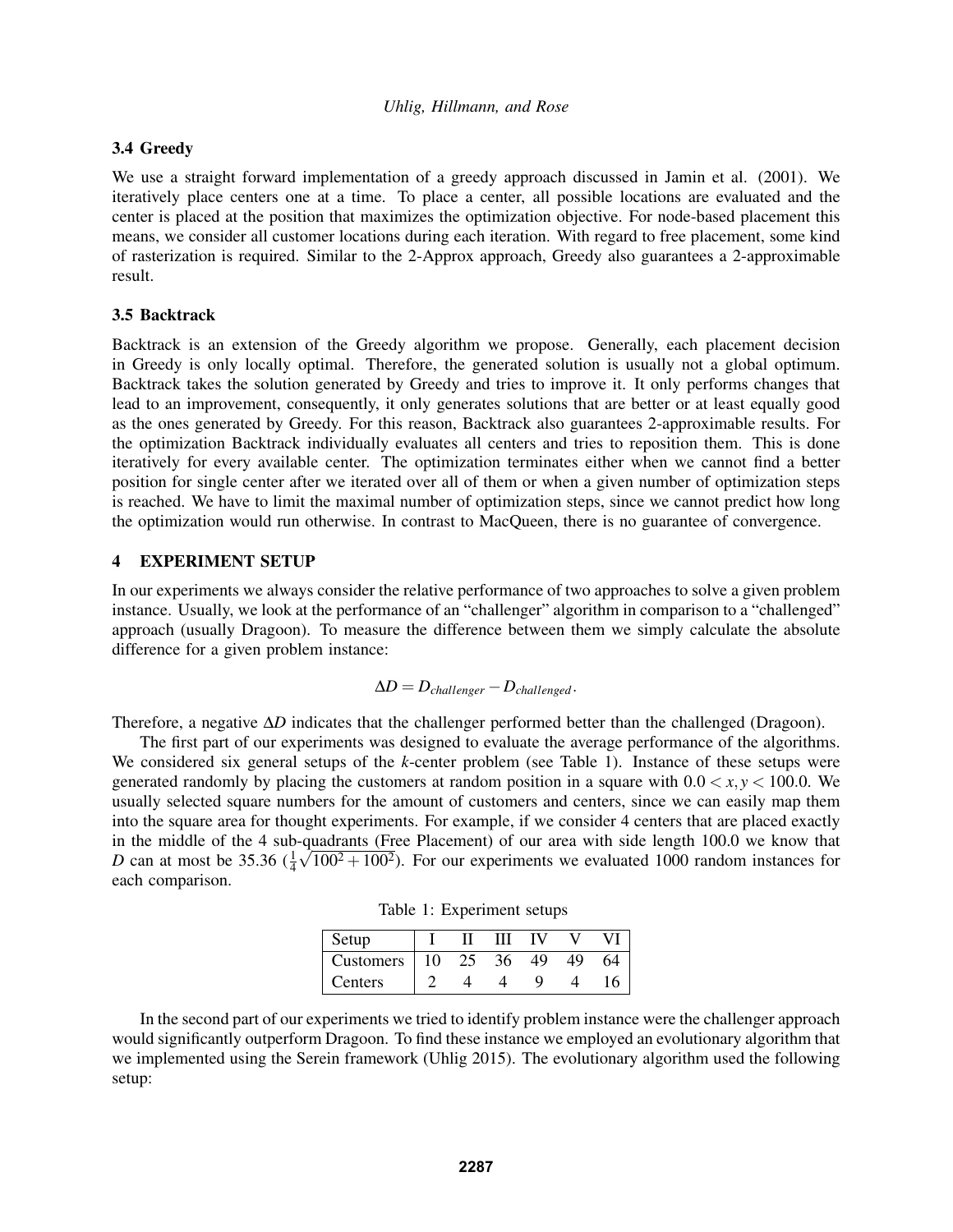### 3.4 Greedy

We use a straight forward implementation of a greedy approach discussed in Jamin et al. (2001). We iteratively place centers one at a time. To place a center, all possible locations are evaluated and the center is placed at the position that maximizes the optimization objective. For node-based placement this means, we consider all customer locations during each iteration. With regard to free placement, some kind of rasterization is required. Similar to the 2-Approx approach, Greedy also guarantees a 2-approximable result.

### 3.5 Backtrack

Backtrack is an extension of the Greedy algorithm we propose. Generally, each placement decision in Greedy is only locally optimal. Therefore, the generated solution is usually not a global optimum. Backtrack takes the solution generated by Greedy and tries to improve it. It only performs changes that lead to an improvement, consequently, it only generates solutions that are better or at least equally good as the ones generated by Greedy. For this reason, Backtrack also guarantees 2-approximable results. For the optimization Backtrack individually evaluates all centers and tries to reposition them. This is done iteratively for every available center. The optimization terminates either when we cannot find a better position for single center after we iterated over all of them or when a given number of optimization steps is reached. We have to limit the maximal number of optimization steps, since we cannot predict how long the optimization would run otherwise. In contrast to MacQueen, there is no guarantee of convergence.

## 4 EXPERIMENT SETUP

In our experiments we always consider the relative performance of two approaches to solve a given problem instance. Usually, we look at the performance of an "challenger" algorithm in comparison to a "challenged" approach (usually Dragoon). To measure the difference between them we simply calculate the absolute difference for a given problem instance:

$$\Delta D = D_{challenger} - D_{challenged}.$$

Therefore, a negative $\Delta D$ indicates that the challenger performed better than the challenged (Dragoon).

The first part of our experiments was designed to evaluate the average performance of the algorithms. We considered six general setups of the $k$-center problem (see Table 1). Instance of these setups were generated randomly by placing the customers at random position in a square with $0.0 < x, y < 100.0$. We usually selected square numbers for the amount of customers and centers, since we can easily map them into the square area for thought experiments. For example, if we consider 4 centers that are placed exactly in the middle of the 4 sub-quadrants (Free Placement) of our area with side length 100.0 we know that $D$ can at most be 35.36 ($\frac{1}{4}\sqrt{100^2+100^2}$). For our experiments we evaluated 1000 random instances for each comparison.

Table 1: Experiment setups

| Setup | I | II | III | IV | V | VI |
|---|---|---|---|---|---|---|
| Customers | 10 | 25 | 36 | 49 | 49 | 64 |
| Centers | 2 | 4 | 4 | 9 | 4 | 16 |

In the second part of our experiments we tried to identify problem instance were the challenger approach would significantly outperform Dragoon. To find these instance we employed an evolutionary algorithm that we implemented using the Serein framework (Uhlig 2015). The evolutionary algorithm used the following setup: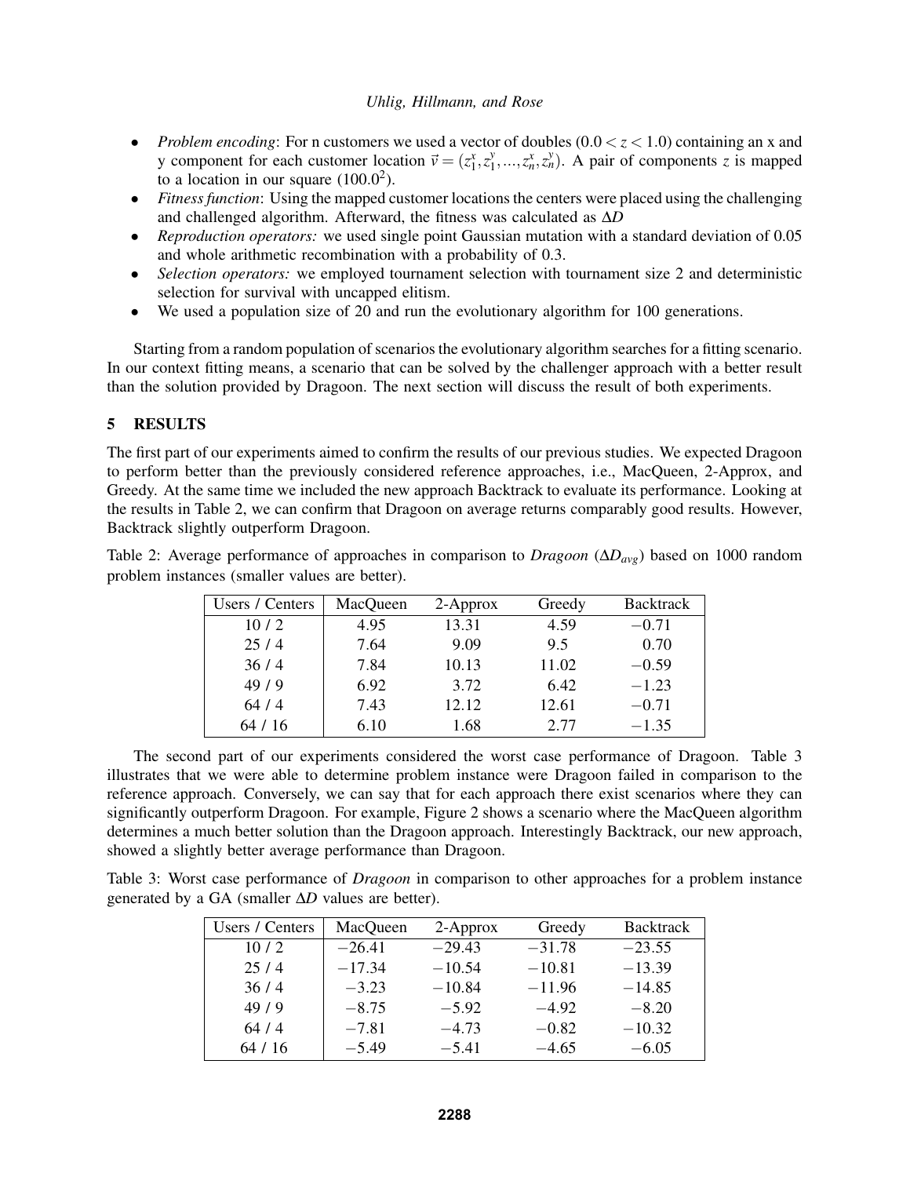- *Problem encoding*: For n customers we used a vector of doubles ($0.0 < z < 1.0$) containing an x and y component for each customer location $\vec{v} = (z_1^x, z_1^y, ..., z_n^x, z_n^y)$. A pair of components $z$ is mapped to a location in our square ($100.0^2$).
- *Fitness function*: Using the mapped customer locations the centers were placed using the challenging and challenged algorithm. Afterward, the fitness was calculated as $\Delta D$
- *Reproduction operators:* we used single point Gaussian mutation with a standard deviation of 0.05 and whole arithmetic recombination with a probability of 0.3.
- *Selection operators:* we employed tournament selection with tournament size 2 and deterministic selection for survival with uncapped elitism.
- We used a population size of 20 and run the evolutionary algorithm for 100 generations.

Starting from a random population of scenarios the evolutionary algorithm searches for a fitting scenario. In our context fitting means, a scenario that can be solved by the challenger approach with a better result than the solution provided by Dragoon. The next section will discuss the result of both experiments.

## 5 RESULTS

The first part of our experiments aimed to confirm the results of our previous studies. We expected Dragoon to perform better than the previously considered reference approaches, i.e., MacQueen, 2-Approx, and Greedy. At the same time we included the new approach Backtrack to evaluate its performance. Looking at the results in Table 2, we can confirm that Dragoon on average returns comparably good results. However, Backtrack slightly outperform Dragoon.

Table 2: Average performance of approaches in comparison to *Dragoon* ($\Delta D_{avg}$) based on 1000 random problem instances (smaller values are better).

| Users / Centers | MacQueen | 2-Approx | Greedy | Backtrack |
|---|---|---|---|---|
| 10 / 2 | 4.95 | 13.31 | 4.59 | −0.71 |
| 25 / 4 | 7.64 | 9.09 | 9.5 | 0.70 |
| 36 / 4 | 7.84 | 10.13 | 11.02 | −0.59 |
| 49 / 9 | 6.92 | 3.72 | 6.42 | −1.23 |
| 64 / 4 | 7.43 | 12.12 | 12.61 | −0.71 |
| 64 / 16 | 6.10 | 1.68 | 2.77 | −1.35 |

The second part of our experiments considered the worst case performance of Dragoon. Table 3 illustrates that we were able to determine problem instance were Dragoon failed in comparison to the reference approach. Conversely, we can say that for each approach there exist scenarios where they can significantly outperform Dragoon. For example, Figure 2 shows a scenario where the MacQueen algorithm determines a much better solution than the Dragoon approach. Interestingly Backtrack, our new approach, showed a slightly better average performance than Dragoon.

Table 3: Worst case performance of *Dragoon* in comparison to other approaches for a problem instance generated by a GA (smaller $\Delta D$ values are better).

| Users / Centers | MacQueen | 2-Approx | Greedy | Backtrack |
|---|---|---|---|---|
| 10 / 2 | −26.41 | −29.43 | −31.78 | −23.55 |
| 25 / 4 | −17.34 | −10.54 | −10.81 | −13.39 |
| 36 / 4 | −3.23 | −10.84 | −11.96 | −14.85 |
| 49 / 9 | −8.75 | −5.92 | −4.92 | −8.20 |
| 64 / 4 | −7.81 | −4.73 | −0.82 | −10.32 |
| 64 / 16 | −5.49 | −5.41 | −4.65 | −6.05 |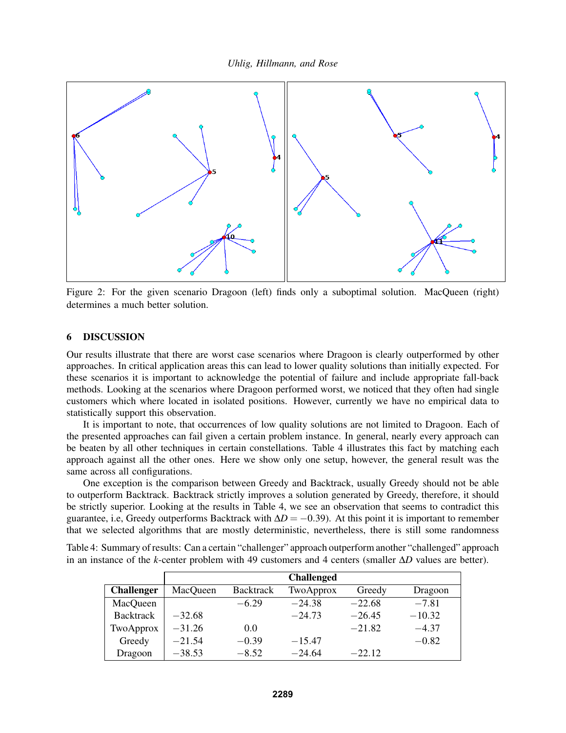Figure 2: For the given scenario Dragoon (left) finds only a suboptimal solution. MacQueen (right) determines a much better solution.

## 6 DISCUSSION

Our results illustrate that there are worst case scenarios where Dragoon is clearly outperformed by other approaches. In critical application areas this can lead to lower quality solutions than initially expected. For these scenarios it is important to acknowledge the potential of failure and include appropriate fall-back methods. Looking at the scenarios where Dragoon performed worst, we noticed that they often had single customers which where located in isolated positions. However, currently we have no empirical data to statistically support this observation.

It is important to note, that occurrences of low quality solutions are not limited to Dragoon. Each of the presented approaches can fail given a certain problem instance. In general, nearly every approach can be beaten by all other techniques in certain constellations. Table 4 illustrates this fact by matching each approach against all the other ones. Here we show only one setup, however, the general result was the same across all configurations.

One exception is the comparison between Greedy and Backtrack, usually Greedy should not be able to outperform Backtrack. Backtrack strictly improves a solution generated by Greedy, therefore, it should be strictly superior. Looking at the results in Table 4, we see an observation that seems to contradict this guarantee, i.e, Greedy outperforms Backtrack with $\Delta D = -0.39$). At this point it is important to remember that we selected algorithms that are mostly deterministic, nevertheless, there is still some randomness

Table 4: Summary of results: Can a certain "challenger" approach outperform another "challenged" approach in an instance of the $k$-center problem with 49 customers and 4 centers (smaller $\Delta D$ values are better).

| | Challenged | | | | |
|---|---|---|---|---|---|
| **Challenger** | MacQueen | Backtrack | TwoApprox | Greedy | Dragoon |
| MacQueen | | −6.29 | −24.38 | −22.68 | −7.81 |
| Backtrack | −32.68 | | −24.73 | −26.45 | −10.32 |
| TwoApprox | −31.26 | 0.0 | | −21.82 | −4.37 |
| Greedy | −21.54 | −0.39 | −15.47 | | −0.82 |
| Dragoon | −38.53 | −8.52 | −24.64 | −22.12 | |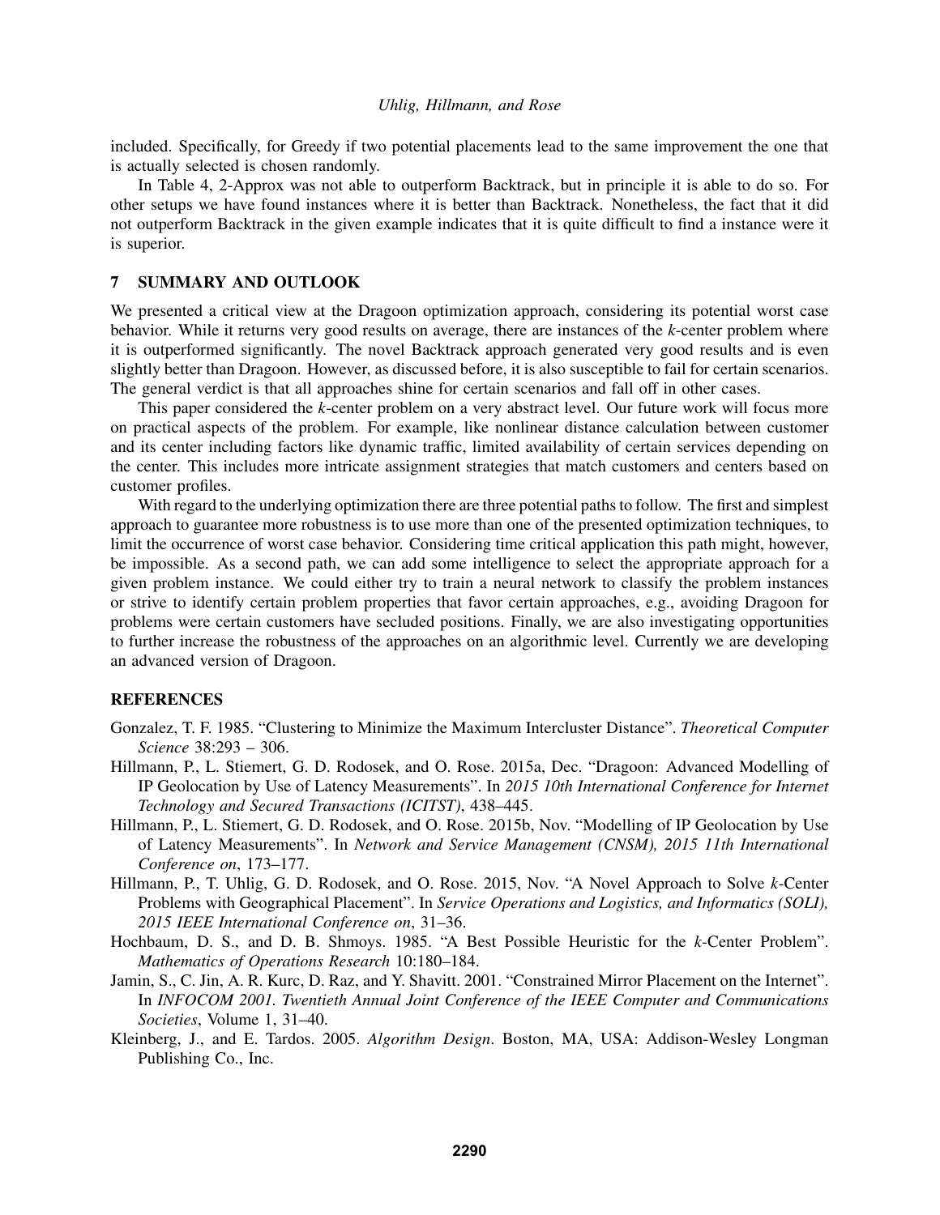included. Specifically, for Greedy if two potential placements lead to the same improvement the one that is actually selected is chosen randomly.

In Table 4, 2-Approx was not able to outperform Backtrack, but in principle it is able to do so. For other setups we have found instances where it is better than Backtrack. Nonetheless, the fact that it did not outperform Backtrack in the given example indicates that it is quite difficult to find a instance were it is superior.

## 7 SUMMARY AND OUTLOOK

We presented a critical view at the Dragoon optimization approach, considering its potential worst case behavior. While it returns very good results on average, there are instances of the *k*-center problem where it is outperformed significantly. The novel Backtrack approach generated very good results and is even slightly better than Dragoon. However, as discussed before, it is also susceptible to fail for certain scenarios. The general verdict is that all approaches shine for certain scenarios and fall off in other cases.

This paper considered the *k*-center problem on a very abstract level. Our future work will focus more on practical aspects of the problem. For example, like nonlinear distance calculation between customer and its center including factors like dynamic traffic, limited availability of certain services depending on the center. This includes more intricate assignment strategies that match customers and centers based on customer profiles.

With regard to the underlying optimization there are three potential paths to follow. The first and simplest approach to guarantee more robustness is to use more than one of the presented optimization techniques, to limit the occurrence of worst case behavior. Considering time critical application this path might, however, be impossible. As a second path, we can add some intelligence to select the appropriate approach for a given problem instance. We could either try to train a neural network to classify the problem instances or strive to identify certain problem properties that favor certain approaches, e.g., avoiding Dragoon for problems were certain customers have secluded positions. Finally, we are also investigating opportunities to further increase the robustness of the approaches on an algorithmic level. Currently we are developing an advanced version of Dragoon.

## REFERENCES

Gonzalez, T. F. 1985. "Clustering to Minimize the Maximum Intercluster Distance". *Theoretical Computer Science* 38:293 – 306.

Hillmann, P., L. Stiemert, G. D. Rodosek, and O. Rose. 2015a, Dec. "Dragoon: Advanced Modelling of IP Geolocation by Use of Latency Measurements". In *2015 10th International Conference for Internet Technology and Secured Transactions (ICITST)*, 438–445.

Hillmann, P., L. Stiemert, G. D. Rodosek, and O. Rose. 2015b, Nov. "Modelling of IP Geolocation by Use of Latency Measurements". In *Network and Service Management (CNSM), 2015 11th International Conference on*, 173–177.

Hillmann, P., T. Uhlig, G. D. Rodosek, and O. Rose. 2015, Nov. "A Novel Approach to Solve *k*-Center Problems with Geographical Placement". In *Service Operations and Logistics, and Informatics (SOLI), 2015 IEEE International Conference on*, 31–36.

Hochbaum, D. S., and D. B. Shmoys. 1985. "A Best Possible Heuristic for the *k*-Center Problem". *Mathematics of Operations Research* 10:180–184.

Jamin, S., C. Jin, A. R. Kurc, D. Raz, and Y. Shavitt. 2001. "Constrained Mirror Placement on the Internet". In *INFOCOM 2001. Twentieth Annual Joint Conference of the IEEE Computer and Communications Societies*, Volume 1, 31–40.

Kleinberg, J., and E. Tardos. 2005. *Algorithm Design*. Boston, MA, USA: Addison-Wesley Longman Publishing Co., Inc.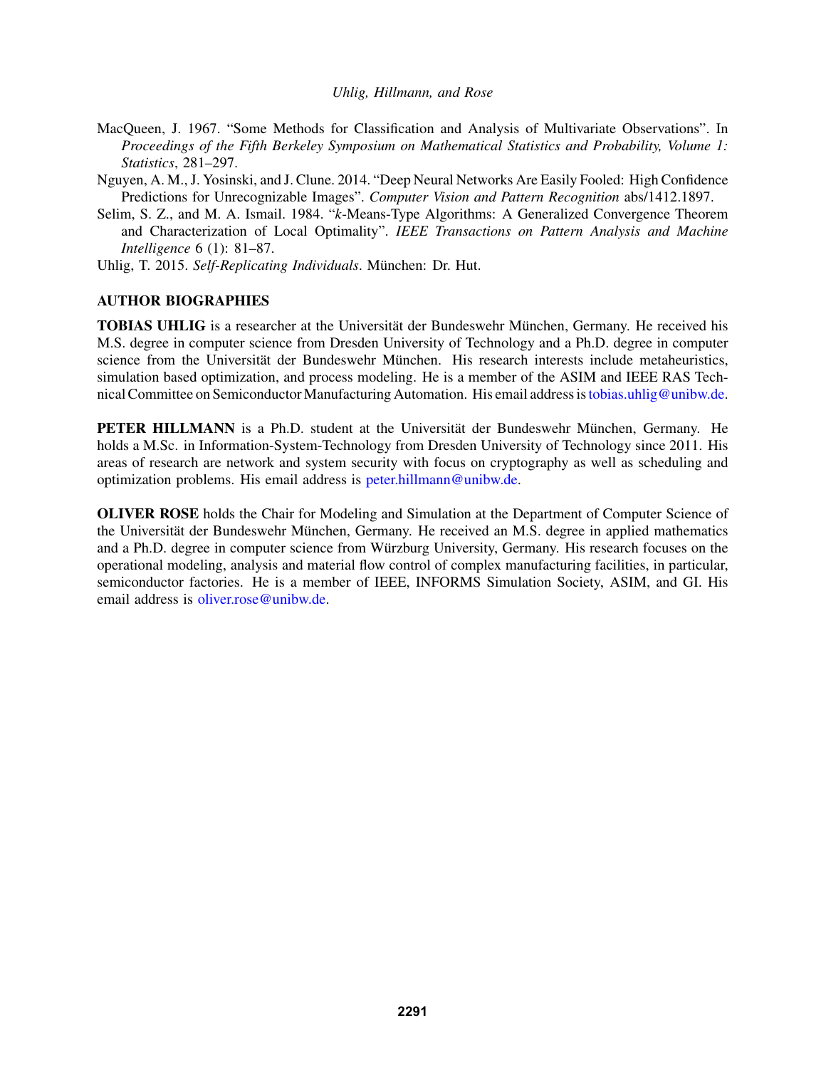MacQueen, J. 1967. “Some Methods for Classification and Analysis of Multivariate Observations”. In *Proceedings of the Fifth Berkeley Symposium on Mathematical Statistics and Probability, Volume 1: Statistics*, 281–297.

Nguyen, A. M., J. Yosinski, and J. Clune. 2014. “Deep Neural Networks Are Easily Fooled: High Confidence Predictions for Unrecognizable Images”. *Computer Vision and Pattern Recognition* abs/1412.1897.

Selim, S. Z., and M. A. Ismail. 1984. “*k*-Means-Type Algorithms: A Generalized Convergence Theorem and Characterization of Local Optimality”. *IEEE Transactions on Pattern Analysis and Machine Intelligence* 6 (1): 81–87.

Uhlig, T. 2015. *Self-Replicating Individuals*. München: Dr. Hut.

## AUTHOR BIOGRAPHIES

**TOBIAS UHLIG** is a researcher at the Universität der Bundeswehr München, Germany. He received his M.S. degree in computer science from Dresden University of Technology and a Ph.D. degree in computer science from the Universität der Bundeswehr München. His research interests include metaheuristics, simulation based optimization, and process modeling. He is a member of the ASIM and IEEE RAS Technical Committee on Semiconductor Manufacturing Automation. His email address is tobias.uhlig@unibw.de.

**PETER HILLMANN** is a Ph.D. student at the Universität der Bundeswehr München, Germany. He holds a M.Sc. in Information-System-Technology from Dresden University of Technology since 2011. His areas of research are network and system security with focus on cryptography as well as scheduling and optimization problems. His email address is peter.hillmann@unibw.de.

**OLIVER ROSE** holds the Chair for Modeling and Simulation at the Department of Computer Science of the Universität der Bundeswehr München, Germany. He received an M.S. degree in applied mathematics and a Ph.D. degree in computer science from Würzburg University, Germany. His research focuses on the operational modeling, analysis and material flow control of complex manufacturing facilities, in particular, semiconductor factories. He is a member of IEEE, INFORMS Simulation Society, ASIM, and GI. His email address is oliver.rose@unibw.de.